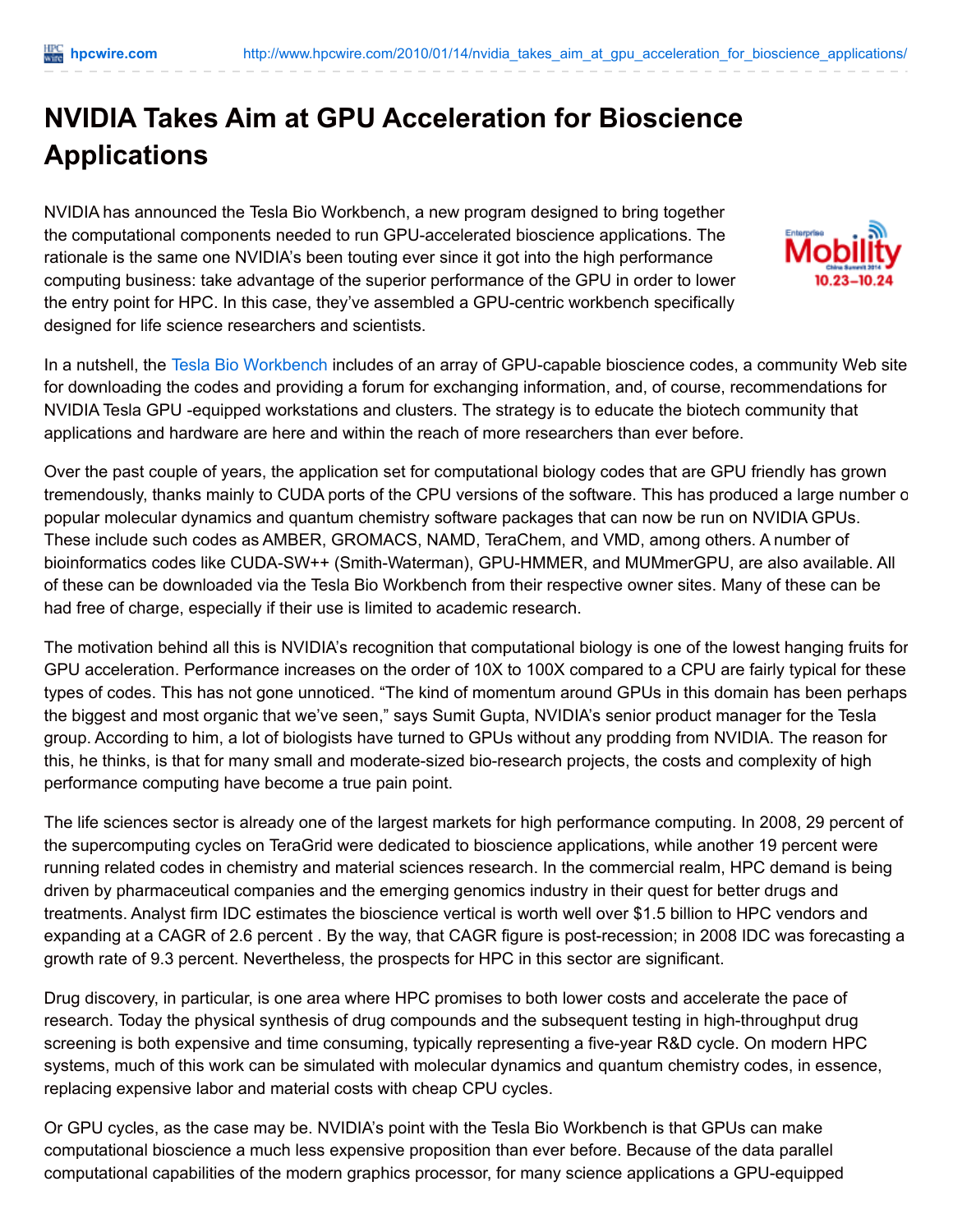# NVIDIA Takes Aim at GPU Acceleration for Bioscience Applications

NVIDIA has announced the Tesla Bio Workbench, a new program designed to bring together the computational components needed to run GPU-accelerated bioscience applications. The rationale is the same one NVIDIA's been touting ever since it got into the high performance computing business: take advantage of the superior performance of the GPU in order to lower the entry point for HPC. In this case, they've assembled a GPU-centric workbench specifically designed for life science researchers and scientists.

In a nutshell, the Tesla Bio Workbench includes of an array of GPU-capable bioscience codes, a community Web site for downloading the codes and providing a forum for exchanging information, and, of course, recommendations for NVIDIA Tesla GPU -equipped workstations and clusters. The strategy is to educate the biotech community that applications and hardware are here and within the reach of more researchers than ever before.

Over the past couple of years, the application set for computational biology codes that are GPU friendly has grown tremendously, thanks mainly to CUDA ports of the CPU versions of the software. This has produced a large number o popular molecular dynamics and quantum chemistry software packages that can now be run on NVIDIA GPUs. These include such codes as AMBER, GROMACS, NAMD, TeraChem, and VMD, among others. A number of bioinformatics codes like CUDA-SW++ (Smith-Waterman), GPU-HMMER, and MUMmerGPU, are also available. All of these can be downloaded via the Tesla Bio Workbench from their respective owner sites. Many of these can be had free of charge, especially if their use is limited to academic research.

The motivation behind all this is NVIDIA's recognition that computational biology is one of the lowest hanging fruits for GPU acceleration. Performance increases on the order of 10X to 100X compared to a CPU are fairly typical for these types of codes. This has not gone unnoticed. "The kind of momentum around GPUs in this domain has been perhaps the biggest and most organic that we've seen," says Sumit Gupta, NVIDIA's senior product manager for the Tesla group. According to him, a lot of biologists have turned to GPUs without any prodding from NVIDIA. The reason for this, he thinks, is that for many small and moderate-sized bio-research projects, the costs and complexity of high performance computing have become a true pain point.

The life sciences sector is already one of the largest markets for high performance computing. In 2008, 29 percent of the supercomputing cycles on TeraGrid were dedicated to bioscience applications, while another 19 percent were running related codes in chemistry and material sciences research. In the commercial realm, HPC demand is being driven by pharmaceutical companies and the emerging genomics industry in their quest for better drugs and treatments. Analyst firm IDC estimates the bioscience vertical is worth well over $1.5 billion to HPC vendors and expanding at a CAGR of 2.6 percent . By the way, that CAGR figure is post-recession; in 2008 IDC was forecasting a growth rate of 9.3 percent. Nevertheless, the prospects for HPC in this sector are significant.

Drug discovery, in particular, is one area where HPC promises to both lower costs and accelerate the pace of research. Today the physical synthesis of drug compounds and the subsequent testing in high-throughput drug screening is both expensive and time consuming, typically representing a five-year R&D cycle. On modern HPC systems, much of this work can be simulated with molecular dynamics and quantum chemistry codes, in essence, replacing expensive labor and material costs with cheap CPU cycles.

Or GPU cycles, as the case may be. NVIDIA's point with the Tesla Bio Workbench is that GPUs can make computational bioscience a much less expensive proposition than ever before. Because of the data parallel computational capabilities of the modern graphics processor, for many science applications a GPU-equipped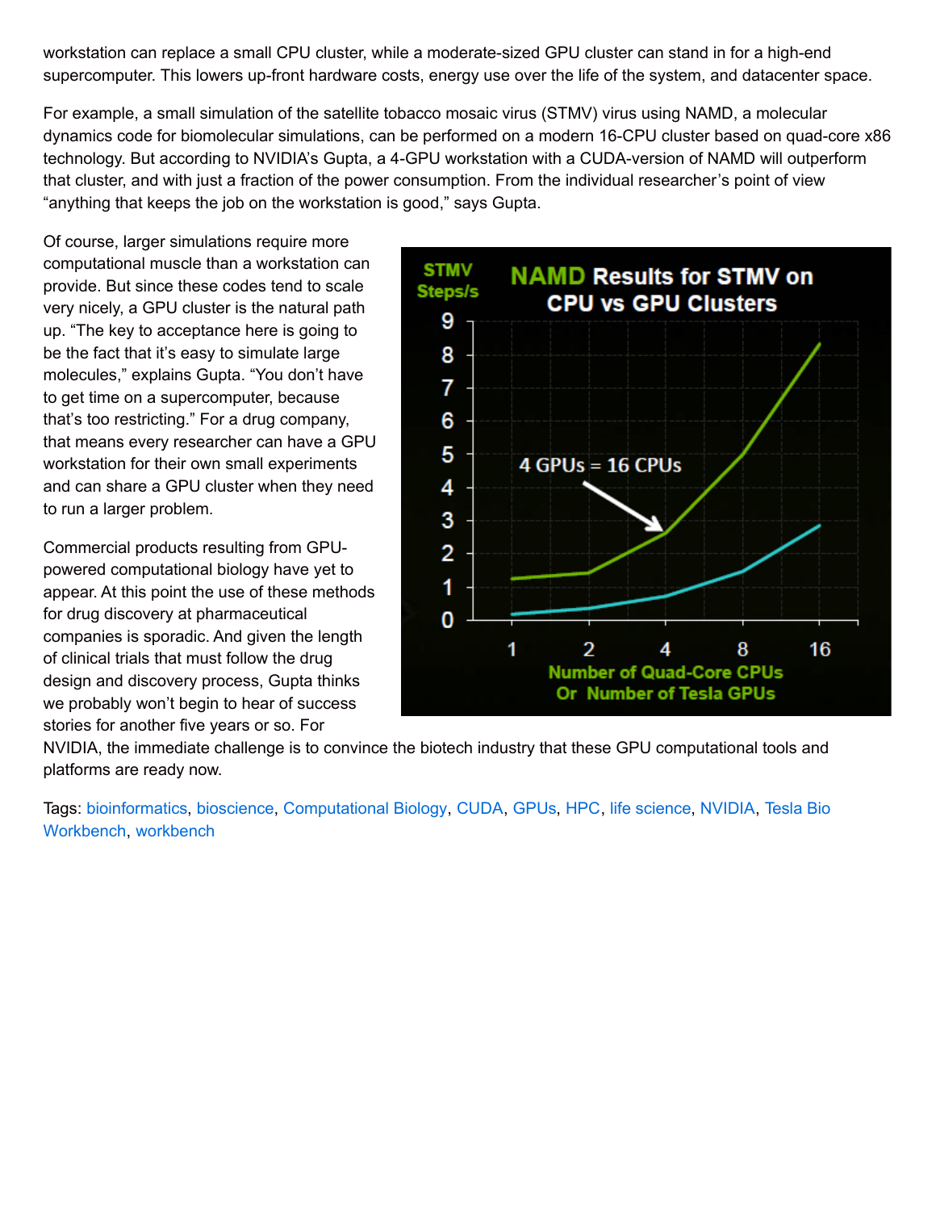workstation can replace a small CPU cluster, while a moderate-sized GPU cluster can stand in for a high-end supercomputer. This lowers up-front hardware costs, energy use over the life of the system, and datacenter space.

For example, a small simulation of the satellite tobacco mosaic virus (STMV) virus using NAMD, a molecular dynamics code for biomolecular simulations, can be performed on a modern 16-CPU cluster based on quad-core x86 technology. But according to NVIDIA's Gupta, a 4-GPU workstation with a CUDA-version of NAMD will outperform that cluster, and with just a fraction of the power consumption. From the individual researcher's point of view "anything that keeps the job on the workstation is good," says Gupta.

Of course, larger simulations require more computational muscle than a workstation can provide. But since these codes tend to scale very nicely, a GPU cluster is the natural path up. "The key to acceptance here is going to be the fact that it's easy to simulate large molecules," explains Gupta. "You don't have to get time on a supercomputer, because that's too restricting." For a drug company, that means every researcher can have a GPU workstation for their own small experiments and can share a GPU cluster when they need to run a larger problem.

NAMD Results for STMV on CPU vs GPU Clusters

STMV Steps/s

0 1 2 3 4 5 6 7 8 9

4 GPUs = 16 CPUs

1 2 4 8 16

Number of Quad-Core CPUs Or Number of Tesla GPUs

Commercial products resulting from GPU-powered computational biology have yet to appear. At this point the use of these methods for drug discovery at pharmaceutical companies is sporadic. And given the length of clinical trials that must follow the drug design and discovery process, Gupta thinks we probably won't begin to hear of success stories for another five years or so. For NVIDIA, the immediate challenge is to convince the biotech industry that these GPU computational tools and platforms are ready now.

Tags: bioinformatics, bioscience, Computational Biology, CUDA, GPUs, HPC, life science, NVIDIA, Tesla Bio Workbench, workbench